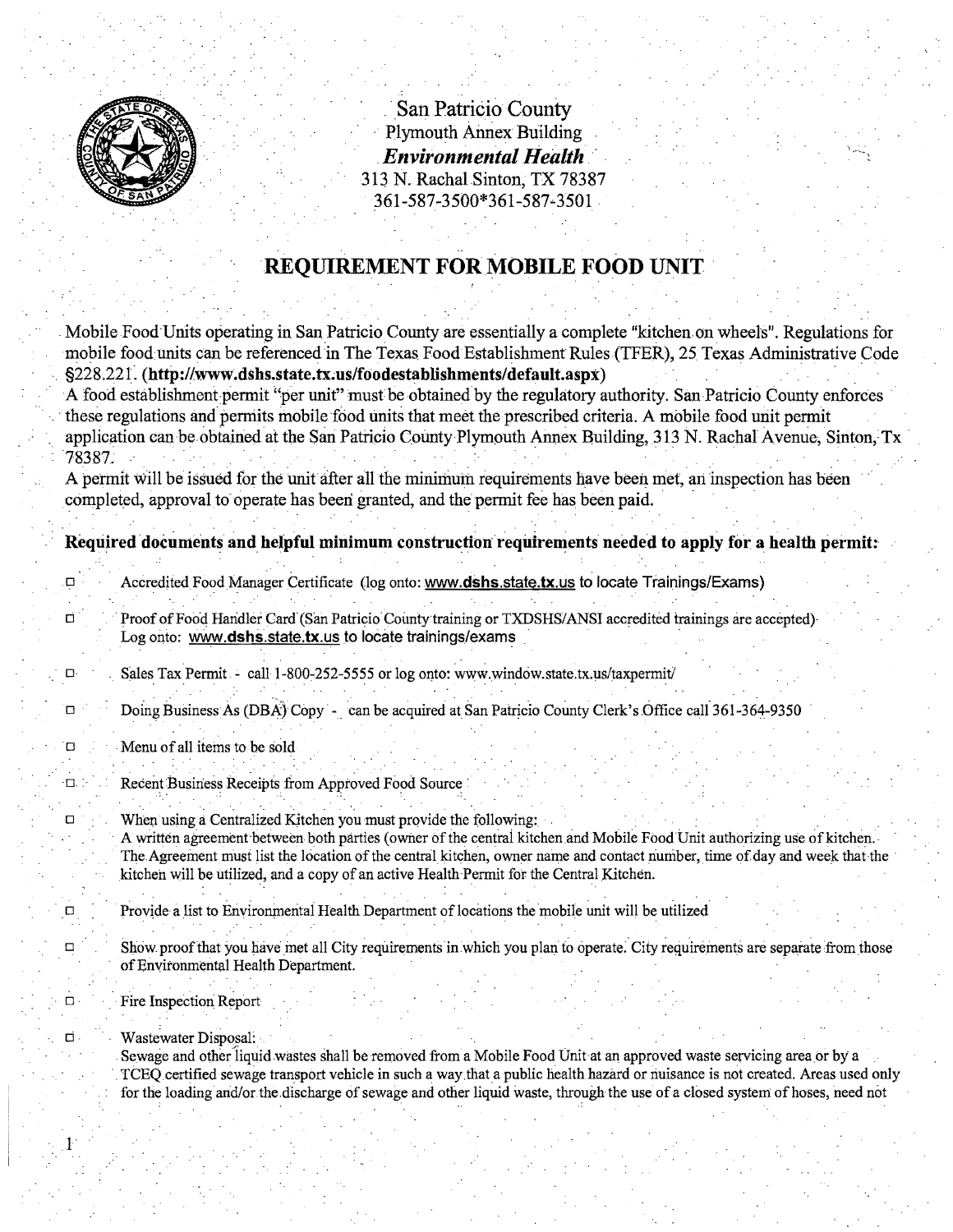San Patricio County
Plymouth Annex Building
***Environmental Health***
313 N. Rachal Sinton, TX 78387
361-587-3500*361-587-3501

# REQUIREMENT FOR MOBILE FOOD UNIT

Mobile Food Units operating in San Patricio County are essentially a complete "kitchen on wheels". Regulations for mobile food units can be referenced in The Texas Food Establishment Rules (TFER), 25 Texas Administrative Code §228.221. **(http://www.dshs.state.tx.us/foodestablishments/default.aspx)**

A food establishment permit "per unit" must be obtained by the regulatory authority. San Patricio County enforces these regulations and permits mobile food units that meet the prescribed criteria. A mobile food unit permit application can be obtained at the San Patricio County Plymouth Annex Building, 313 N. Rachal Avenue, Sinton, Tx 78387.

A permit will be issued for the unit after all the minimum requirements have been met, an inspection has been completed, approval to operate has been granted, and the permit fee has been paid.

**Required documents and helpful minimum construction requirements needed to apply for a health permit:**

- ☐ Accredited Food Manager Certificate (log onto: **www.dshs.state.tx.us** to locate Trainings/Exams)
- ☐ Proof of Food Handler Card (San Patricio County training or TXDSHS/ANSI accredited trainings are accepted) Log onto: **www.dshs.state.tx.us** to locate trainings/exams
- ☐ Sales Tax Permit - call 1-800-252-5555 or log onto: www.window.state.tx.us/taxpermit/
- ☐ Doing Business As (DBA) Copy - can be acquired at San Patricio County Clerk's Office call 361-364-9350
- ☐ Menu of all items to be sold
- ☐ Recent Business Receipts from Approved Food Source
- ☐ When using a Centralized Kitchen you must provide the following:
  A written agreement between both parties (owner of the central kitchen and Mobile Food Unit authorizing use of kitchen. The Agreement must list the location of the central kitchen, owner name and contact number, time of day and week that the kitchen will be utilized, and a copy of an active Health Permit for the Central Kitchen.
- ☐ Provide a list to Environmental Health Department of locations the mobile unit will be utilized
- ☐ Show proof that you have met all City requirements in which you plan to operate. City requirements are separate from those of Environmental Health Department.
- ☐ Fire Inspection Report
- ☐ Wastewater Disposal:
  Sewage and other liquid wastes shall be removed from a Mobile Food Unit at an approved waste servicing area or by a TCEQ certified sewage transport vehicle in such a way that a public health hazard or nuisance is not created. Areas used only for the loading and/or the discharge of sewage and other liquid waste, through the use of a closed system of hoses, need not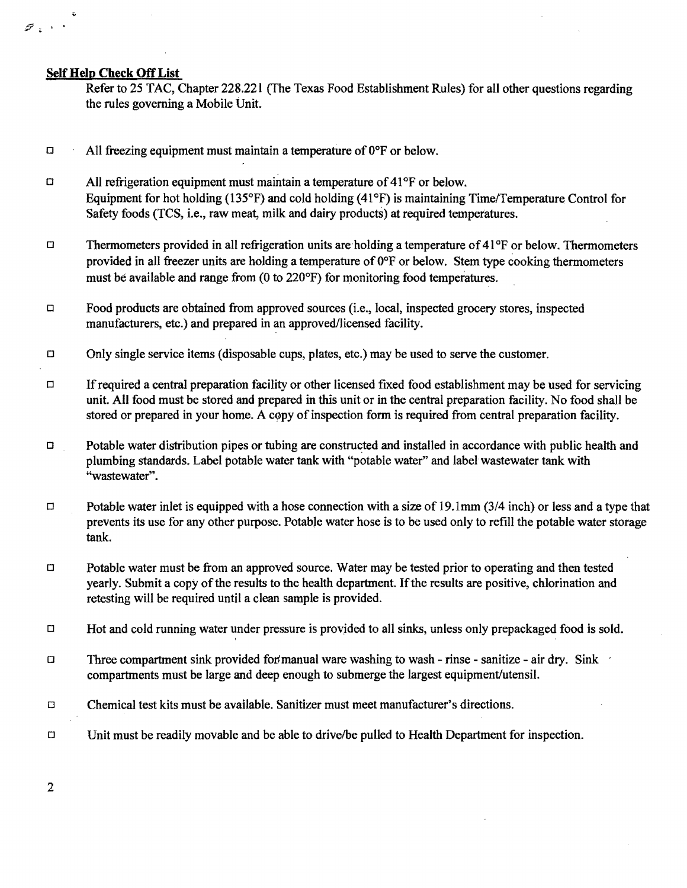**Self Help Check Off List**

Refer to 25 TAC, Chapter 228.221 (The Texas Food Establishment Rules) for all other questions regarding the rules governing a Mobile Unit.

- ☐ All freezing equipment must maintain a temperature of 0°F or below.
- ☐ All refrigeration equipment must maintain a temperature of 41°F or below. Equipment for hot holding (135°F) and cold holding (41°F) is maintaining Time/Temperature Control for Safety foods (TCS, i.e., raw meat, milk and dairy products) at required temperatures.
- ☐ Thermometers provided in all refrigeration units are holding a temperature of 41°F or below. Thermometers provided in all freezer units are holding a temperature of 0°F or below. Stem type cooking thermometers must be available and range from (0 to 220°F) for monitoring food temperatures.
- ☐ Food products are obtained from approved sources (i.e., local, inspected grocery stores, inspected manufacturers, etc.) and prepared in an approved/licensed facility.
- ☐ Only single service items (disposable cups, plates, etc.) may be used to serve the customer.
- ☐ If required a central preparation facility or other licensed fixed food establishment may be used for servicing unit. All food must be stored and prepared in this unit or in the central preparation facility. No food shall be stored or prepared in your home. A copy of inspection form is required from central preparation facility.
- ☐ Potable water distribution pipes or tubing are constructed and installed in accordance with public health and plumbing standards. Label potable water tank with "potable water" and label wastewater tank with "wastewater".
- ☐ Potable water inlet is equipped with a hose connection with a size of 19.1mm (3/4 inch) or less and a type that prevents its use for any other purpose. Potable water hose is to be used only to refill the potable water storage tank.
- ☐ Potable water must be from an approved source. Water may be tested prior to operating and then tested yearly. Submit a copy of the results to the health department. If the results are positive, chlorination and retesting will be required until a clean sample is provided.
- ☐ Hot and cold running water under pressure is provided to all sinks, unless only prepackaged food is sold.
- ☐ Three compartment sink provided for manual ware washing to wash - rinse - sanitize - air dry. Sink compartments must be large and deep enough to submerge the largest equipment/utensil.
- ☐ Chemical test kits must be available. Sanitizer must meet manufacturer's directions.
- ☐ Unit must be readily movable and be able to drive/be pulled to Health Department for inspection.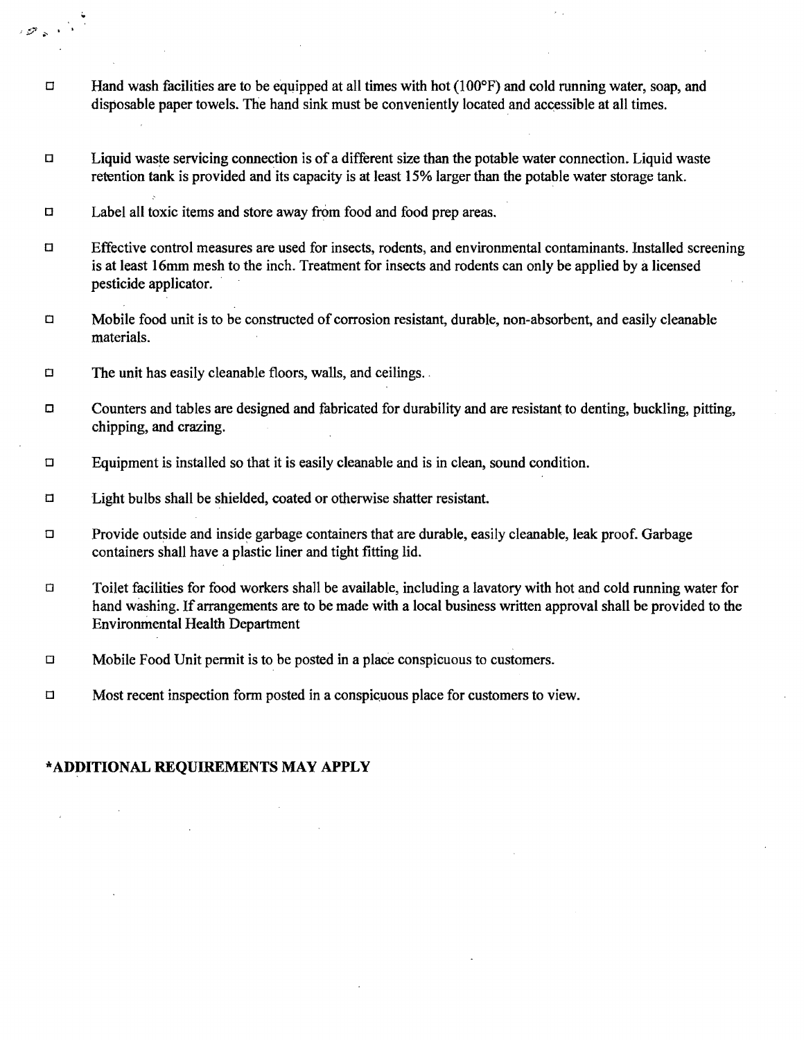- ☐ Hand wash facilities are to be equipped at all times with hot (100°F) and cold running water, soap, and disposable paper towels. The hand sink must be conveniently located and accessible at all times.

- ☐ Liquid waste servicing connection is of a different size than the potable water connection. Liquid waste retention tank is provided and its capacity is at least 15% larger than the potable water storage tank.

- ☐ Label all toxic items and store away from food and food prep areas.

- ☐ Effective control measures are used for insects, rodents, and environmental contaminants. Installed screening is at least 16mm mesh to the inch. Treatment for insects and rodents can only be applied by a licensed pesticide applicator.

- ☐ Mobile food unit is to be constructed of corrosion resistant, durable, non-absorbent, and easily cleanable materials.

- ☐ The unit has easily cleanable floors, walls, and ceilings.

- ☐ Counters and tables are designed and fabricated for durability and are resistant to denting, buckling, pitting, chipping, and crazing.

- ☐ Equipment is installed so that it is easily cleanable and is in clean, sound condition.

- ☐ Light bulbs shall be shielded, coated or otherwise shatter resistant.

- ☐ Provide outside and inside garbage containers that are durable, easily cleanable, leak proof. Garbage containers shall have a plastic liner and tight fitting lid.

- ☐ Toilet facilities for food workers shall be available, including a lavatory with hot and cold running water for hand washing. If arrangements are to be made with a local business written approval shall be provided to the Environmental Health Department

- ☐ Mobile Food Unit permit is to be posted in a place conspicuous to customers.

- ☐ Most recent inspection form posted in a conspicuous place for customers to view.

**\*ADDITIONAL REQUIREMENTS MAY APPLY**